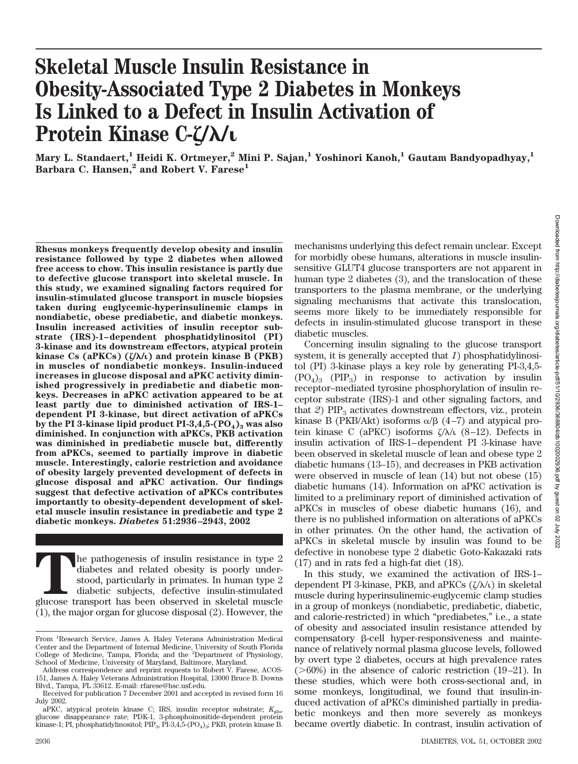# Skeletal Muscle Insulin Resistance in Obesity-Associated Type 2 Diabetes in Monkeys Is Linked to a Defect in Insulin Activation of Protein Kinase C-ζ/λ/ι

**Mary L. Standaert,[1] Heidi K. Ortmeyer,[2] Mini P. Sajan,[1] Yoshinori Kanoh,[1] Gautam Bandyopadhyay,[1] Barbara C. Hansen,[2] and Robert V. Farese[1]**

**Rhesus monkeys frequently develop obesity and insulin resistance followed by type 2 diabetes when allowed free access to chow. This insulin resistance is partly due to defective glucose transport into skeletal muscle. In this study, we examined signaling factors required for insulin-stimulated glucose transport in muscle biopsies taken during euglycemic-hyperinsulinemic clamps in nondiabetic, obese prediabetic, and diabetic monkeys. Insulin increased activities of insulin receptor substrate (IRS)-1–dependent phosphatidylinositol (PI) 3-kinase and its downstream effectors, atypical protein kinase Cs (aPKCs) (ζ/λ/ι) and protein kinase B (PKB) in muscles of nondiabetic monkeys. Insulin-induced increases in glucose disposal and aPKC activity diminished progressively in prediabetic and diabetic monkeys. Decreases in aPKC activation appeared to be at least partly due to diminished activation of IRS-1–dependent PI 3-kinase, but direct activation of aPKCs by the PI 3-kinase lipid product PI-3,4,5-$(PO_4)_3$ was also diminished. In conjunction with aPKCs, PKB activation was diminished in prediabetic muscle but, differently from aPKCs, seemed to partially improve in diabetic muscle. Interestingly, calorie restriction and avoidance of obesity largely prevented development of defects in glucose disposal and aPKC activation. Our findings suggest that defective activation of aPKCs contributes importantly to obesity-dependent development of skeletal muscle insulin resistance in prediabetic and type 2 diabetic monkeys.** ***Diabetes* 51:2936–2943, 2002**

The pathogenesis of insulin resistance in type 2 diabetes and related obesity is poorly understood, particularly in primates. In human type 2 diabetic subjects, defective insulin-stimulated glucose transport has been observed in skeletal muscle (1), the major organ for glucose disposal (2). However, the mechanisms underlying this defect remain unclear. Except for morbidly obese humans, alterations in muscle insulin-sensitive GLUT4 glucose transporters are not apparent in human type 2 diabetes (3), and the translocation of these transporters to the plasma membrane, or the underlying signaling mechanisms that activate this translocation, seems more likely to be immediately responsible for defects in insulin-stimulated glucose transport in these diabetic muscles.

Concerning insulin signaling to the glucose transport system, it is generally accepted that *1*) phosphatidylinositol (PI) 3-kinase plays a key role by generating PI-3,4,5-$(PO_4)_3$ ($PIP_3$) in response to activation by insulin receptor–mediated tyrosine phosphorylation of insulin receptor substrate (IRS)-1 and other signaling factors, and that *2*) $PIP_3$ activates downstream effectors, viz., protein kinase B (PKB/Akt) isoforms α/β (4–7) and atypical protein kinase C (aPKC) isoforms ζ/λ/ι (8–12). Defects in insulin activation of IRS-1–dependent PI 3-kinase have been observed in skeletal muscle of lean and obese type 2 diabetic humans (13–15), and decreases in PKB activation were observed in muscle of lean (14) but not obese (15) diabetic humans (14). Information on aPKC activation is limited to a preliminary report of diminished activation of aPKCs in muscles of obese diabetic humans (16), and there is no published information on alterations of aPKCs in other primates. On the other hand, the activation of aPKCs in skeletal muscle by insulin was found to be defective in nonobese type 2 diabetic Goto-Kakazaki rats (17) and in rats fed a high-fat diet (18).

In this study, we examined the activation of IRS-1–dependent PI 3-kinase, PKB, and aPKCs (ζ/λ/ι) in skeletal muscle during hyperinsulinemic-euglycemic clamp studies in a group of monkeys (nondiabetic, prediabetic, diabetic, and calorie-restricted) in which "prediabetes," i.e., a state of obesity and associated insulin resistance attended by compensatory β-cell hyper-responsiveness and maintenance of relatively normal plasma glucose levels, followed by overt type 2 diabetes, occurs at high prevalence rates (>60%) in the absence of caloric restriction (19–21). In these studies, which were both cross-sectional and, in some monkeys, longitudinal, we found that insulin-induced activation of aPKCs diminished partially in prediabetic monkeys and then more severely as monkeys became overtly diabetic. In contrast, insulin activation of

From [1]Research Service, James A. Haley Veterans Administration Medical Center and the Department of Internal Medicine, University of South Florida College of Medicine, Tampa, Florida; and the [2]Department of Physiology, School of Medicine, University of Maryland, Baltimore, Maryland.

Address correspondence and reprint requests to Robert V. Farese, ACOS-151, James A. Haley Veterans Administration Hospital, 13000 Bruce B. Downs Blvd., Tampa, FL 33612. E-mail: rfarese@hsc.usf.edu.

Received for publication 7 December 2001 and accepted in revised form 16 July 2002.

aPKC, atypical protein kinase C; IRS, insulin receptor substrate; $K_{glu}$, glucose disappearance rate; PDK-1, 3-phosphoinositide-dependent protein kinase-1; PI, phosphatidylinositol; $PIP_3$, PI-3,4,5-$(PO_4)_3$; PKB, protein kinase B.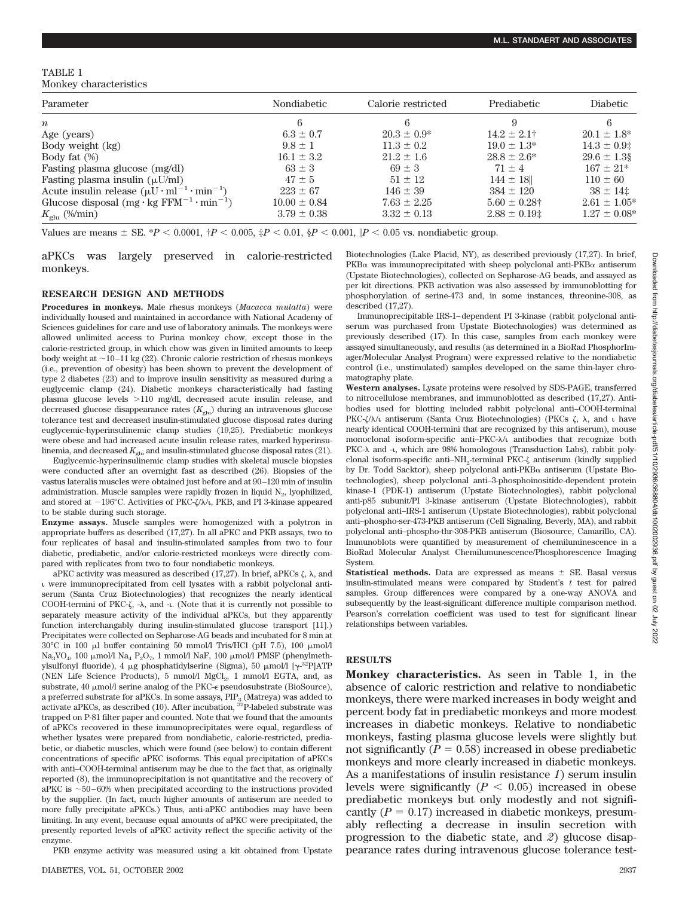TABLE 1
Monkey characteristics

| Parameter | Nondiabetic | Calorie restricted | Prediabetic | Diabetic |
|---|---|---|---|---|
| $n$ | 6 | 6 | 9 | 6 |
| Age (years) | 6.3 ± 0.7 | 20.3 ± 0.9* | 14.2 ± 2.1† | 20.1 ± 1.8* |
| Body weight (kg) | 9.8 ± 1 | 11.3 ± 0.2 | 19.0 ± 1.3* | 14.3 ± 0.9‡ |
| Body fat (%) | 16.1 ± 3.2 | 21.2 ± 1.6 | 28.8 ± 2.6* | 29.6 ± 1.3§ |
| Fasting plasma glucose (mg/dl) | 63 ± 3 | 69 ± 3 | 71 ± 4 | 167 ± 21* |
| Fasting plasma insulin (μU/ml) | 47 ± 5 | 51 ± 12 | 144 ± 18‖ | 110 ± 60 |
| Acute insulin release ($\mu U \cdot ml^{-1} \cdot min^{-1}$) | 223 ± 67 | 146 ± 39 | 384 ± 120 | 38 ± 14‡ |
| Glucose disposal ($mg \cdot kg\ FFM^{-1} \cdot min^{-1}$) | 10.00 ± 0.84 | 7.63 ± 2.25 | 5.60 ± 0.28† | 2.61 ± 1.05* |
| $K_{glu}$ (%/min) | 3.79 ± 0.38 | 3.32 ± 0.13 | 2.88 ± 0.19‡ | 1.27 ± 0.08* |

Values are means ± SE. *$P < 0.0001$, †$P < 0.005$, ‡$P < 0.01$, §$P < 0.001$, ‖$P < 0.05$ vs. nondiabetic group.

aPKCs was largely preserved in calorie-restricted monkeys.

## RESEARCH DESIGN AND METHODS

**Procedures in monkeys.** Male rhesus monkeys (*Macacca mulatta*) were individually housed and maintained in accordance with National Academy of Sciences guidelines for care and use of laboratory animals. The monkeys were allowed unlimited access to Purina monkey chow, except those in the calorie-restricted group, in which chow was given in limited amounts to keep body weight at ~10–11 kg (22). Chronic calorie restriction of rhesus monkeys (i.e., prevention of obesity) has been shown to prevent the development of type 2 diabetes (23) and to improve insulin sensitivity as measured during a euglycemic clamp (24). Diabetic monkeys characteristically had fasting plasma glucose levels >110 mg/dl, decreased acute insulin release, and decreased glucose disappearance rates ($K_{glu}$) during an intravenous glucose tolerance test and decreased insulin-stimulated glucose disposal rates during euglycemic-hyperinsulinemic clamp studies (19,25). Prediabetic monkeys were obese and had increased acute insulin release rates, marked hyperinsulinemia, and decreased $K_{glu}$ and insulin-stimulated glucose disposal rates (21).

Euglycemic-hyperinsulinemic clamp studies with skeletal muscle biopsies were conducted after an overnight fast as described (26). Biopsies of the vastus lateralis muscles were obtained just before and at 90–120 min of insulin administration. Muscle samples were rapidly frozen in liquid $N_2$, lyophilized, and stored at −196°C. Activities of PKC-ζ/λ/ι, PKB, and PI 3-kinase appeared to be stable during such storage.

**Enzyme assays.** Muscle samples were homogenized with a polytron in appropriate buffers as described (17,27). In all aPKC and PKB assays, two to four replicates of basal and insulin-stimulated samples from two to four diabetic, prediabetic, and/or calorie-restricted monkeys were directly compared with replicates from two to four nondiabetic monkeys.

aPKC activity was measured as described (17,27). In brief, aPKCs ζ, λ, and ι were immunoprecipitated from cell lysates with a rabbit polyclonal antiserum (Santa Cruz Biotechnologies) that recognizes the nearly identical COOH-termini of PKC-ζ, -λ, and -ι. (Note that it is currently not possible to separately measure activity of the individual aPKCs, but they apparently function interchangeably during insulin-stimulated glucose transport [11].) Precipitates were collected on Sepharose-AG beads and incubated for 8 min at 30°C in 100 μl buffer containing 50 mmol/l Tris/HCl (pH 7.5), 100 μmol/l $Na_3VO_4$, 100 μmol/l $Na_4\ P_2O_7$, 1 mmol/l NaF, 100 μmol/l PMSF (phenylmethylsulfonyl fluoride), 4 μg phosphatidylserine (Sigma), 50 μmol/l [$\gamma$-$^{32}$P]ATP (NEN Life Science Products), 5 mmol/l $MgCl_2$, 1 mmol/l EGTA, and, as substrate, 40 μmol/l serine analog of the PKC-ε pseudosubstrate (BioSource), a preferred substrate for aPKCs. In some assays, $PIP_3$ (Matreya) was added to activate aPKCs, as described (10). After incubation, $^{32}$P-labeled substrate was trapped on P-81 filter paper and counted. Note that we found that the amounts of aPKCs recovered in these immunoprecipitates were equal, regardless of whether lysates were prepared from nondiabetic, calorie-restricted, prediabetic, or diabetic muscles, which were found (see below) to contain different concentrations of specific aPKC isoforms. This equal precipitation of aPKCs with anti–COOH-terminal antiserum may be due to the fact that, as originally reported (8), the immunoprecipitation is not quantitative and the recovery of aPKC is ~50–60% when precipitated according to the instructions provided by the supplier. (In fact, much higher amounts of antiserum are needed to more fully precipitate aPKCs.) Thus, anti-aPKC antibodies may have been limiting. In any event, because equal amounts of aPKC were precipitated, the presently reported levels of aPKC activity reflect the specific activity of the enzyme.

PKB enzyme activity was measured using a kit obtained from Upstate Biotechnologies (Lake Placid, NY), as described previously (17,27). In brief, PKBα was immunoprecipitated with sheep polyclonal anti-PKBα antiserum (Upstate Biotechnologies), collected on Sepharose-AG beads, and assayed as per kit directions. PKB activation was also assessed by immunoblotting for phosphorylation of serine-473 and, in some instances, threonine-308, as described (17,27).

Immunoprecipitable IRS-1–dependent PI 3-kinase (rabbit polyclonal antiserum was purchased from Upstate Biotechnologies) was determined as previously described (17). In this case, samples from each monkey were assayed simultaneously, and results (as determined in a BioRad PhosphorImager/Molecular Analyst Program) were expressed relative to the nondiabetic control (i.e., unstimulated) samples developed on the same thin-layer chromatography plate.

**Western analyses.** Lysate proteins were resolved by SDS-PAGE, transferred to nitrocellulose membranes, and immunoblotted as described (17,27). Antibodies used for blotting included rabbit polyclonal anti–COOH-terminal PKC-ζ/λ/ι antiserum (Santa Cruz Biotechnologies) (PKCs ζ, λ, and ι have nearly identical COOH-termini that are recognized by this antiserum), mouse monoclonal isoform-specific anti–PKC-λ/ι antibodies that recognize both PKC-λ and -ι, which are 98% homologous (Transduction Labs), rabbit polyclonal isoform-specific anti–$NH_2$-terminal PKC-ζ antiserum (kindly supplied by Dr. Todd Sacktor), sheep polyclonal anti-PKBα antiserum (Upstate Biotechnologies), sheep polyclonal anti–3-phosphoinositide-dependent protein kinase-1 (PDK-1) antiserum (Upstate Biotechnologies), rabbit polyclonal anti-p85 subunit/PI 3-kinase antiserum (Upstate Biotechnologies), rabbit polyclonal anti–IRS-1 antiserum (Upstate Biotechnologies), rabbit polyclonal anti–phospho-ser-473-PKB antiserum (Cell Signaling, Beverly, MA), and rabbit polyclonal anti–phospho-thr-308-PKB antiserum (Biosource, Camarillo, CA). Immunoblots were quantified by measurement of chemiluminescence in a BioRad Molecular Analyst Chemilumunescence/Phosphorescence Imaging System.

**Statistical methods.** Data are expressed as means ± SE. Basal versus insulin-stimulated means were compared by Student's $t$ test for paired samples. Group differences were compared by a one-way ANOVA and subsequently by the least-significant difference multiple comparison method. Pearson's correlation coefficient was used to test for significant linear relationships between variables.

## RESULTS

**Monkey characteristics.** As seen in Table 1, in the absence of caloric restriction and relative to nondiabetic monkeys, there were marked increases in body weight and percent body fat in prediabetic monkeys and more modest increases in diabetic monkeys. Relative to nondiabetic monkeys, fasting plasma glucose levels were slightly but not significantly ($P = 0.58$) increased in obese prediabetic monkeys and more clearly increased in diabetic monkeys. As a manifestations of insulin resistance *1*) serum insulin levels were significantly ($P < 0.05$) increased in obese prediabetic monkeys but only modestly and not significantly ($P = 0.17$) increased in diabetic monkeys, presumably reflecting a decrease in insulin secretion with progression to the diabetic state, and *2*) glucose disappearance rates during intravenous glucose tolerance test-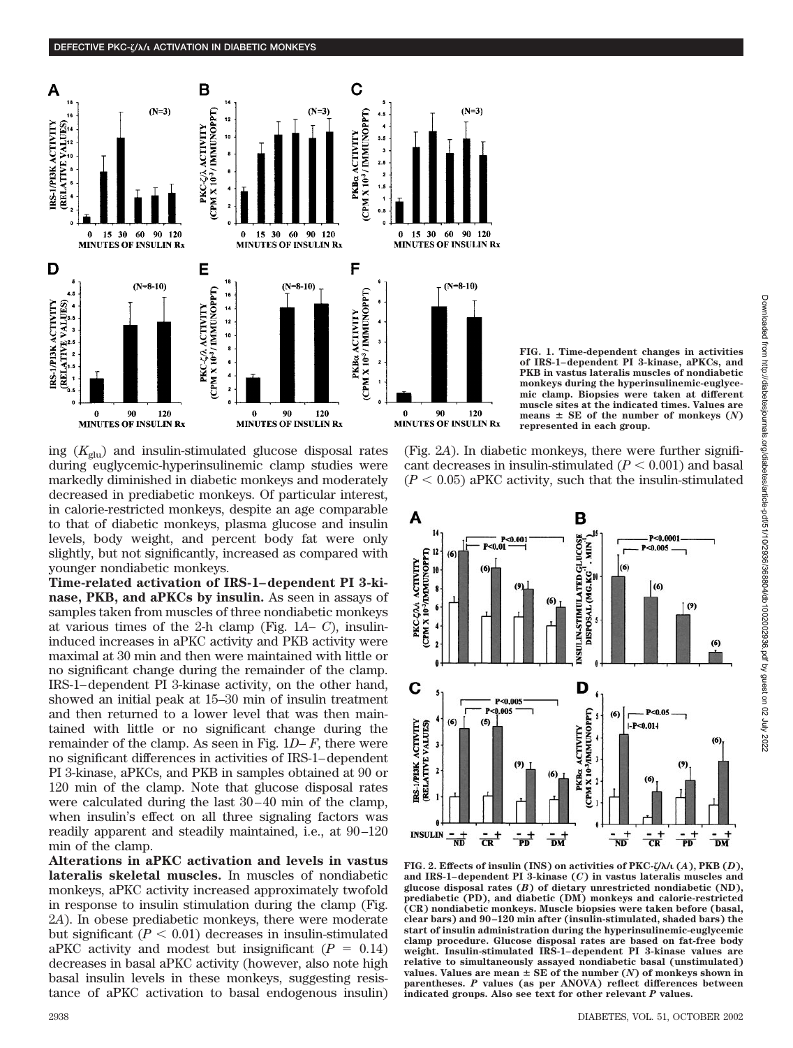ing ($K_{glu}$) and insulin-stimulated glucose disposal rates during euglycemic-hyperinsulinemic clamp studies were markedly diminished in diabetic monkeys and moderately decreased in prediabetic monkeys. Of particular interest, in calorie-restricted monkeys, despite an age comparable to that of diabetic monkeys, plasma glucose and insulin levels, body weight, and percent body fat were only slightly, but not significantly, increased as compared with younger nondiabetic monkeys.

**Time-related activation of IRS-1–dependent PI 3-kinase, PKB, and aPKCs by insulin.** As seen in assays of samples taken from muscles of three nondiabetic monkeys at various times of the 2-h clamp (Fig. 1*A*–*C*), insulin-induced increases in aPKC activity and PKB activity were maximal at 30 min and then were maintained with little or no significant change during the remainder of the clamp. IRS-1–dependent PI 3-kinase activity, on the other hand, showed an initial peak at 15–30 min of insulin treatment and then returned to a lower level that was then maintained with little or no significant change during the remainder of the clamp. As seen in Fig. 1*D*–*F*, there were no significant differences in activities of IRS-1–dependent PI 3-kinase, aPKCs, and PKB in samples obtained at 90 or 120 min of the clamp. Note that glucose disposal rates were calculated during the last 30–40 min of the clamp, when insulin's effect on all three signaling factors was readily apparent and steadily maintained, i.e., at 90–120 min of the clamp.

**Alterations in aPKC activation and levels in vastus lateralis skeletal muscles.** In muscles of nondiabetic monkeys, aPKC activity increased approximately twofold in response to insulin stimulation during the clamp (Fig. 2*A*). In obese prediabetic monkeys, there were moderate but significant ($P < 0.01$) decreases in insulin-stimulated aPKC activity and modest but insignificant ($P = 0.14$) decreases in basal aPKC activity (however, also note high basal insulin levels in these monkeys, suggesting resistance of aPKC activation to basal endogenous insulin) (Fig. 2*A*). In diabetic monkeys, there were further significant decreases in insulin-stimulated ($P < 0.001$) and basal ($P < 0.05$) aPKC activity, such that the insulin-stimulated

**FIG. 1. Time-dependent changes in activities of IRS-1–dependent PI 3-kinase, aPKCs, and PKB in vastus lateralis muscles of nondiabetic monkeys during the hyperinsulinemic-euglycemic clamp. Biopsies were taken at different muscle sites at the indicated times. Values are means ± SE of the number of monkeys (*N*) represented in each group.**

**FIG. 2. Effects of insulin (INS) on activities of PKC-ζ/λ/ι (*A*), PKB (*D*), and IRS-1–dependent PI 3-kinase (*C*) in vastus lateralis muscles and glucose disposal rates (*B*) of dietary unrestricted nondiabetic (ND), prediabetic (PD), and diabetic (DM) monkeys and calorie-restricted (CR) nondiabetic monkeys. Muscle biopsies were taken before (basal, clear bars) and 90–120 min after (insulin-stimulated, shaded bars) the start of insulin administration during the hyperinsulinemic-euglycemic clamp procedure. Glucose disposal rates are based on fat-free body weight. Insulin-stimulated IRS-1–dependent PI 3-kinase values are relative to simultaneously assayed nondiabetic basal (unstimulated) values. Values are mean ± SE of the number (*N*) of monkeys shown in parentheses. *P* values (as per ANOVA) reflect differences between indicated groups. Also see text for other relevant *P* values.**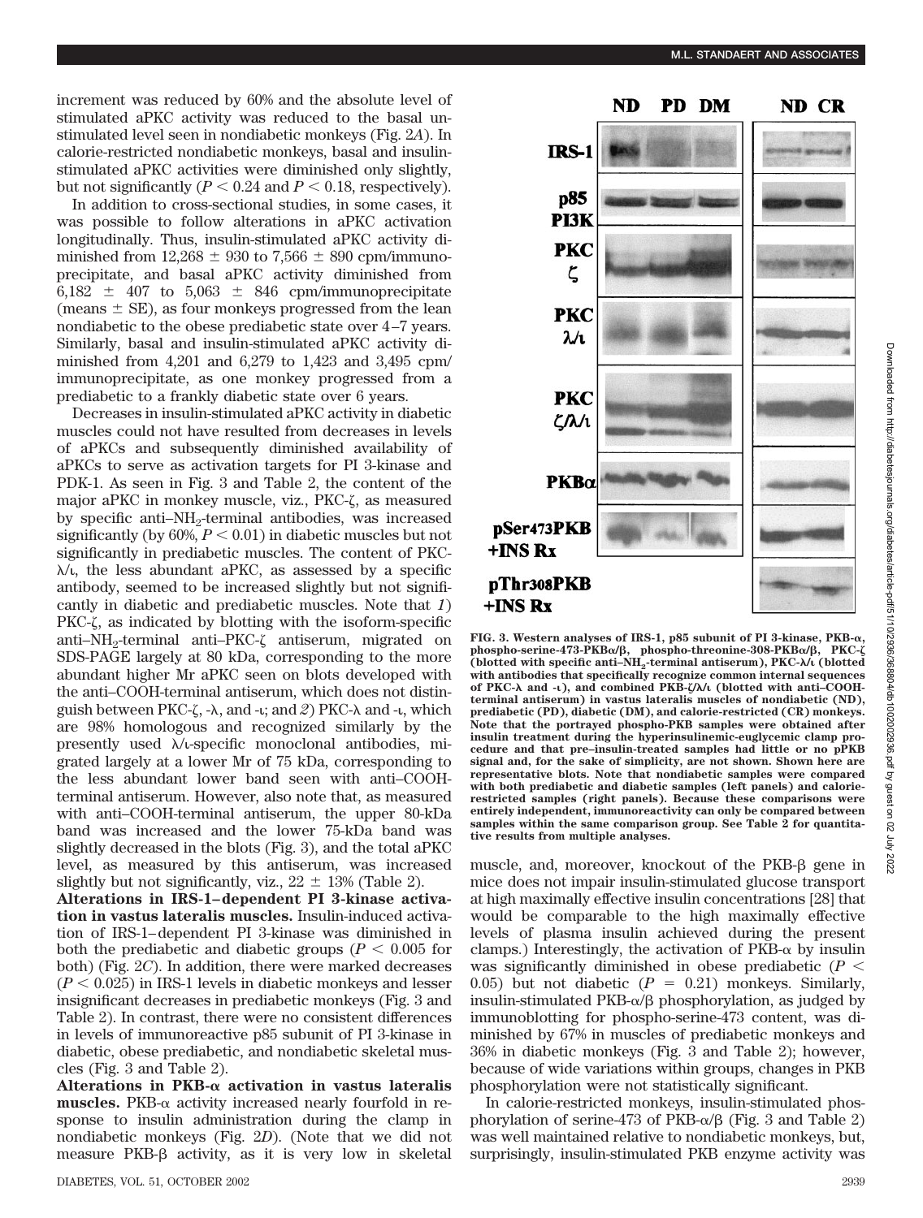increment was reduced by 60% and the absolute level of stimulated aPKC activity was reduced to the basal unstimulated level seen in nondiabetic monkeys (Fig. 2*A*). In calorie-restricted nondiabetic monkeys, basal and insulin-stimulated aPKC activities were diminished only slightly, but not significantly ($P < 0.24$ and $P < 0.18$, respectively).

In addition to cross-sectional studies, in some cases, it was possible to follow alterations in aPKC activation longitudinally. Thus, insulin-stimulated aPKC activity diminished from 12,268 ± 930 to 7,566 ± 890 cpm/immunoprecipitate, and basal aPKC activity diminished from 6,182 ± 407 to 5,063 ± 846 cpm/immunoprecipitate (means ± SE), as four monkeys progressed from the lean nondiabetic to the obese prediabetic state over 4–7 years. Similarly, basal and insulin-stimulated aPKC activity diminished from 4,201 and 6,279 to 1,423 and 3,495 cpm/immunoprecipitate, as one monkey progressed from a prediabetic to a frankly diabetic state over 6 years.

Decreases in insulin-stimulated aPKC activity in diabetic muscles could not have resulted from decreases in levels of aPKCs and subsequently diminished availability of aPKCs to serve as activation targets for PI 3-kinase and PDK-1. As seen in Fig. 3 and Table 2, the content of the major aPKC in monkey muscle, viz., PKC-ζ, as measured by specific anti–$NH_2$-terminal antibodies, was increased significantly (by 60%, $P < 0.01$) in diabetic muscles but not significantly in prediabetic muscles. The content of PKC-λ/ι, the less abundant aPKC, as assessed by a specific antibody, seemed to be increased slightly but not significantly in diabetic and prediabetic muscles. Note that *1*) PKC-ζ, as indicated by blotting with the isoform-specific anti–$NH_2$-terminal anti–PKC-ζ antiserum, migrated on SDS-PAGE largely at 80 kDa, corresponding to the more abundant higher Mr aPKC seen on blots developed with the anti–COOH-terminal antiserum, which does not distinguish between PKC-ζ, -λ, and -ι; and *2*) PKC-λ and -ι, which are 98% homologous and recognized similarly by the presently used λ/ι-specific monoclonal antibodies, migrated largely at a lower Mr of 75 kDa, corresponding to the less abundant lower band seen with anti–COOH-terminal antiserum. However, also note that, as measured with anti–COOH-terminal antiserum, the upper 80-kDa band was increased and the lower 75-kDa band was slightly decreased in the blots (Fig. 3), and the total aPKC level, as measured by this antiserum, was increased slightly but not significantly, viz., 22 ± 13% (Table 2).

**Alterations in IRS-1–dependent PI 3-kinase activation in vastus lateralis muscles.** Insulin-induced activation of IRS-1–dependent PI 3-kinase was diminished in both the prediabetic and diabetic groups ($P < 0.005$ for both) (Fig. 2*C*). In addition, there were marked decreases ($P < 0.025$) in IRS-1 levels in diabetic monkeys and lesser insignificant decreases in prediabetic monkeys (Fig. 3 and Table 2). In contrast, there were no consistent differences in levels of immunoreactive p85 subunit of PI 3-kinase in diabetic, obese prediabetic, and nondiabetic skeletal muscles (Fig. 3 and Table 2).

**Alterations in PKB-α activation in vastus lateralis muscles.** PKB-α activity increased nearly fourfold in response to insulin administration during the clamp in nondiabetic monkeys (Fig. 2*D*). (Note that we did not measure PKB-β activity, as it is very low in skeletal muscle, and, moreover, knockout of the PKB-β gene in mice does not impair insulin-stimulated glucose transport at high maximally effective insulin concentrations [28] that would be comparable to the high maximally effective levels of plasma insulin achieved during the present clamps.) Interestingly, the activation of PKB-α by insulin was significantly diminished in obese prediabetic ($P < 0.05$) but not diabetic ($P = 0.21$) monkeys. Similarly, insulin-stimulated PKB-α/β phosphorylation, as judged by immunoblotting for phospho-serine-473 content, was diminished by 67% in muscles of prediabetic monkeys and 36% in diabetic monkeys (Fig. 3 and Table 2); however, because of wide variations within groups, changes in PKB phosphorylation were not statistically significant.

In calorie-restricted monkeys, insulin-stimulated phosphorylation of serine-473 of PKB-α/β (Fig. 3 and Table 2) was well maintained relative to nondiabetic monkeys, but, surprisingly, insulin-stimulated PKB enzyme activity was

**FIG. 3. Western analyses of IRS-1, p85 subunit of PI 3-kinase, PKB-α, phospho-serine-473-PKBα/β, phospho-threonine-308-PKBα/β, PKC-ζ (blotted with specific anti–$NH_2$-terminal antiserum), PKC-λ/ι (blotted with antibodies that specifically recognize common internal sequences of PKC-λ and -ι), and combined PKB-ζ/λ/ι (blotted with anti–COOH-terminal antiserum) in vastus lateralis muscles of nondiabetic (ND), prediabetic (PD), diabetic (DM), and calorie-restricted (CR) monkeys. Note that the portrayed phospho-PKB samples were obtained after insulin treatment during the hyperinsulinemic-euglycemic clamp procedure and that pre–insulin-treated samples had little or no pPKB signal and, for the sake of simplicity, are not shown. Shown here are representative blots. Note that nondiabetic samples were compared with both prediabetic and diabetic samples (left panels) and calorie-restricted samples (right panels). Because these comparisons were entirely independent, immunoreactivity can only be compared between samples within the same comparison group. See Table 2 for quantitative results from multiple analyses.**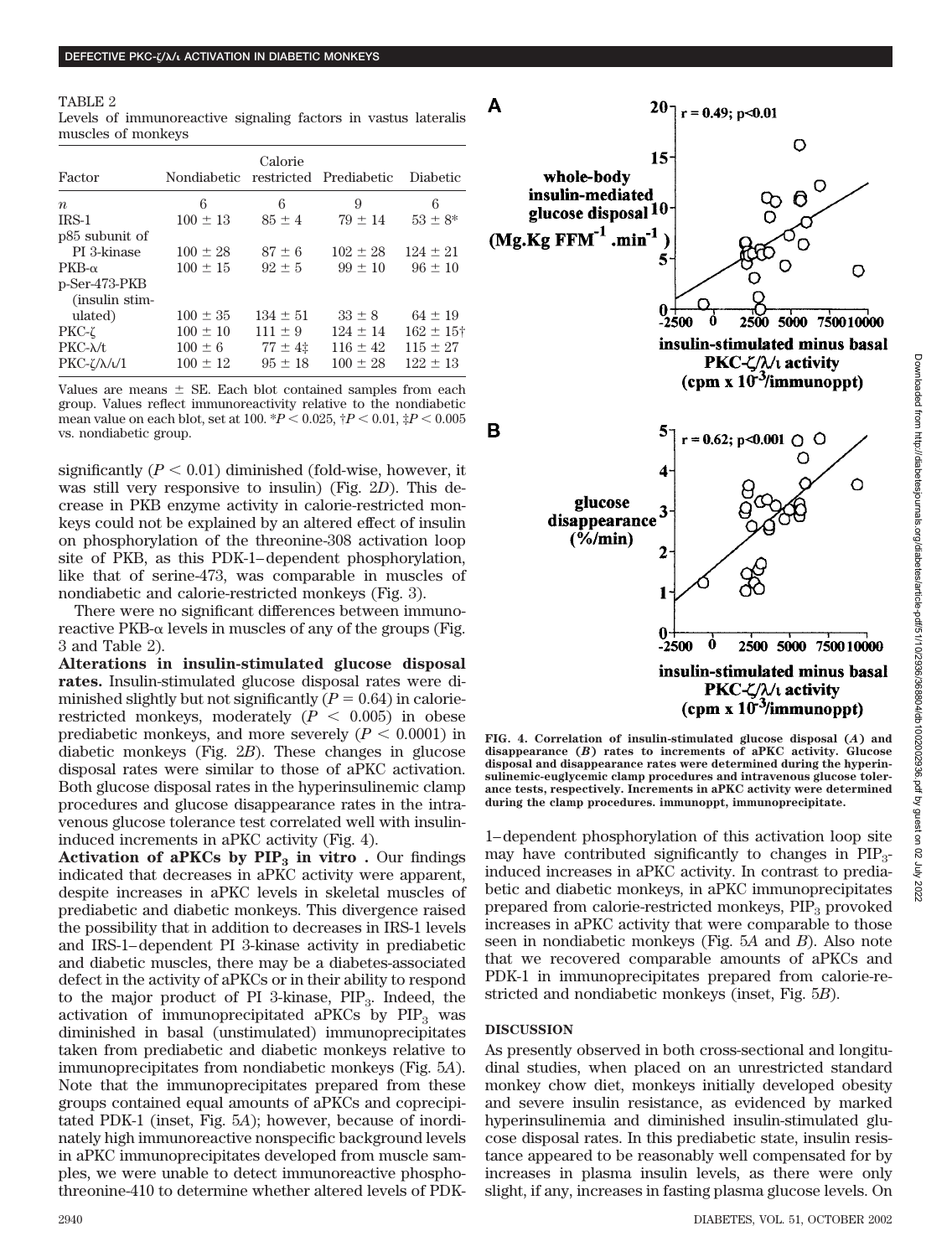TABLE 2
Levels of immunoreactive signaling factors in vastus lateralis muscles of monkeys

| Factor | Nondiabetic | Calorie restricted | Prediabetic | Diabetic |
|---|---|---|---|---|
| $n$ | 6 | 6 | 9 | 6 |
| IRS-1 | 100 ± 13 | 85 ± 4 | 79 ± 14 | 53 ± 8* |
| p85 subunit of PI 3-kinase | 100 ± 28 | 87 ± 6 | 102 ± 28 | 124 ± 21 |
| PKB-α | 100 ± 15 | 92 ± 5 | 99 ± 10 | 96 ± 10 |
| p-Ser-473-PKB (insulin stimulated) | 100 ± 35 | 134 ± 51 | 33 ± 8 | 64 ± 19 |
| PKC-ζ | 100 ± 10 | 111 ± 9 | 124 ± 14 | 162 ± 15† |
| PKC-λ/ι | 100 ± 6 | 77 ± 4‡ | 116 ± 42 | 115 ± 27 |
| PKC-ζ/λ/ι | 100 ± 12 | 95 ± 18 | 100 ± 28 | 122 ± 13 |

Values are means ± SE. Each blot contained samples from each group. Values reflect immunoreactivity relative to the nondiabetic mean value on each blot, set at 100. *$P < 0.025$, †$P < 0.01$, ‡$P < 0.005$ vs. nondiabetic group.

significantly ($P < 0.01$) diminished (fold-wise, however, it was still very responsive to insulin) (Fig. 2*D*). This decrease in PKB enzyme activity in calorie-restricted monkeys could not be explained by an altered effect of insulin on phosphorylation of the threonine-308 activation loop site of PKB, as this PDK-1–dependent phosphorylation, like that of serine-473, was comparable in muscles of nondiabetic and calorie-restricted monkeys (Fig. 3).

There were no significant differences between immunoreactive PKB-α levels in muscles of any of the groups (Fig. 3 and Table 2).

**Alterations in insulin-stimulated glucose disposal rates.** Insulin-stimulated glucose disposal rates were diminished slightly but not significantly ($P = 0.64$) in calorie-restricted monkeys, moderately ($P < 0.005$) in obese prediabetic monkeys, and more severely ($P < 0.0001$) in diabetic monkeys (Fig. 2*B*). These changes in glucose disposal rates were similar to those of aPKC activation. Both glucose disposal rates in the hyperinsulinemic clamp procedures and glucose disappearance rates in the intravenous glucose tolerance test correlated well with insulin-induced increments in aPKC activity (Fig. 4).

**Activation of aPKCs by $PIP_3$ in vitro .** Our findings indicated that decreases in aPKC activity were apparent, despite increases in aPKC levels in skeletal muscles of prediabetic and diabetic monkeys. This divergence raised the possibility that in addition to decreases in IRS-1 levels and IRS-1–dependent PI 3-kinase activity in prediabetic and diabetic muscles, there may be a diabetes-associated defect in the activity of aPKCs or in their ability to respond to the major product of PI 3-kinase, $PIP_3$. Indeed, the activation of immunoprecipitated aPKCs by $PIP_3$ was diminished in basal (unstimulated) immunoprecipitates taken from prediabetic and diabetic monkeys relative to immunoprecipitates from nondiabetic monkeys (Fig. 5*A*). Note that the immunoprecipitates prepared from these groups contained equal amounts of aPKCs and coprecipitated PDK-1 (inset, Fig. 5*A*); however, because of inordinately high immunoreactive nonspecific background levels in aPKC immunoprecipitates developed from muscle samples, we were unable to detect immunoreactive phosphothreonine-410 to determine whether altered levels of PDK-1–dependent phosphorylation of this activation loop site may have contributed significantly to changes in $PIP_3$-induced increases in aPKC activity. In contrast to prediabetic and diabetic monkeys, in aPKC immunoprecipitates prepared from calorie-restricted monkeys, $PIP_3$ provoked increases in aPKC activity that were comparable to those seen in nondiabetic monkeys (Fig. 5*A* and *B*). Also note that we recovered comparable amounts of aPKCs and PDK-1 in immunoprecipitates prepared from calorie-restricted and nondiabetic monkeys (inset, Fig. 5*B*).

**FIG. 4. Correlation of insulin-stimulated glucose disposal (*A*) and disappearance (*B*) rates to increments of aPKC activity. Glucose disposal and disappearance rates were determined during the hyperinsulinemic-euglycemic clamp procedures and intravenous glucose tolerance tests, respectively. Increments in aPKC activity were determined during the clamp procedures. immunoppt, immunoprecipitate.**

## DISCUSSION

As presently observed in both cross-sectional and longitudinal studies, when placed on an unrestricted standard monkey chow diet, monkeys initially developed obesity and severe insulin resistance, as evidenced by marked hyperinsulinemia and diminished insulin-stimulated glucose disposal rates. In this prediabetic state, insulin resistance appeared to be reasonably well compensated for by increases in plasma insulin levels, as there were only slight, if any, increases in fasting plasma glucose levels. On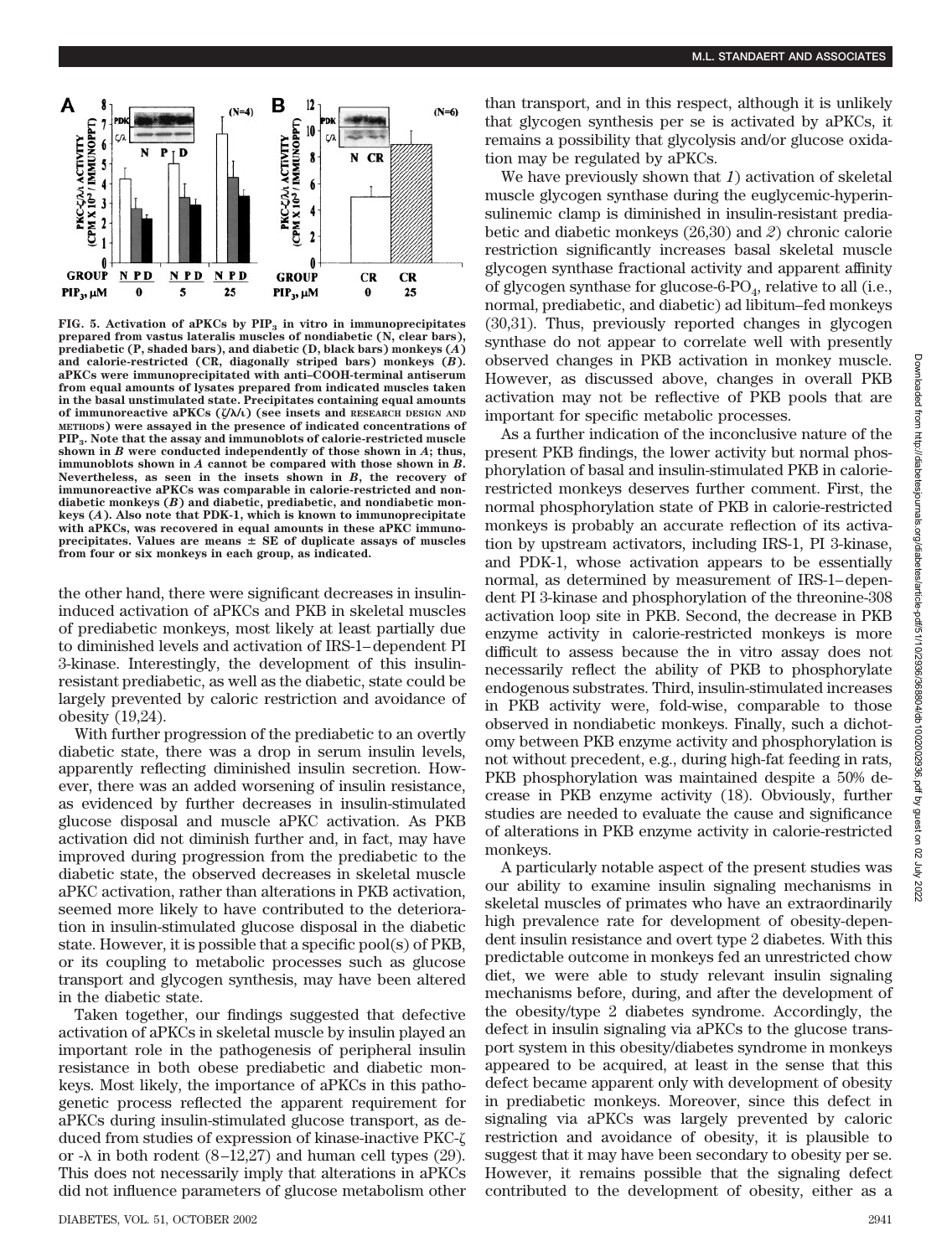FIG. 5. Activation of aPKCs by $PIP_3$ in vitro in immunoprecipitates prepared from vastus lateralis muscles of nondiabetic (N, clear bars), prediabetic (P, shaded bars), and diabetic (D, black bars) monkeys (*A*) and calorie-restricted (CR, diagonally striped bars) monkeys (*B*). aPKCs were immunoprecipitated with anti–COOH-terminal antiserum from equal amounts of lysates prepared from indicated muscles taken in the basal unstimulated state. Precipitates containing equal amounts of immunoreactive aPKCs (ζ/λ/ι) (see insets and RESEARCH DESIGN AND METHODS) were assayed in the presence of indicated concentrations of $PIP_3$. Note that the assay and immunoblots of calorie-restricted muscle shown in *B* were conducted independently of those shown in *A*; thus, immunoblots shown in *A* cannot be compared with those shown in *B*. Nevertheless, as seen in the insets shown in *B*, the recovery of immunoreactive aPKCs was comparable in calorie-restricted and nondiabetic monkeys (*B*) and diabetic, prediabetic, and nondiabetic monkeys (*A*). Also note that PDK-1, which is known to immunoprecipitate with aPKCs, was recovered in equal amounts in these aPKC immunoprecipitates. Values are means ± SE of duplicate assays of muscles from four or six monkeys in each group, as indicated.

the other hand, there were significant decreases in insulin-induced activation of aPKCs and PKB in skeletal muscles of prediabetic monkeys, most likely at least partially due to diminished levels and activation of IRS-1–dependent PI 3-kinase. Interestingly, the development of this insulin-resistant prediabetic, as well as the diabetic, state could be largely prevented by caloric restriction and avoidance of obesity (19,24).

With further progression of the prediabetic to an overtly diabetic state, there was a drop in serum insulin levels, apparently reflecting diminished insulin secretion. However, there was an added worsening of insulin resistance, as evidenced by further decreases in insulin-stimulated glucose disposal and muscle aPKC activation. As PKB activation did not diminish further and, in fact, may have improved during progression from the prediabetic to the diabetic state, the observed decreases in skeletal muscle aPKC activation, rather than alterations in PKB activation, seemed more likely to have contributed to the deterioration in insulin-stimulated glucose disposal in the diabetic state. However, it is possible that a specific pool(s) of PKB, or its coupling to metabolic processes such as glucose transport and glycogen synthesis, may have been altered in the diabetic state.

Taken together, our findings suggested that defective activation of aPKCs in skeletal muscle by insulin played an important role in the pathogenesis of peripheral insulin resistance in both obese prediabetic and diabetic monkeys. Most likely, the importance of aPKCs in this pathogenetic process reflected the apparent requirement for aPKCs during insulin-stimulated glucose transport, as deduced from studies of expression of kinase-inactive PKC-ζ or -λ in both rodent (8–12,27) and human cell types (29). This does not necessarily imply that alterations in aPKCs did not influence parameters of glucose metabolism other than transport, and in this respect, although it is unlikely that glycogen synthesis per se is activated by aPKCs, it remains a possibility that glycolysis and/or glucose oxidation may be regulated by aPKCs.

We have previously shown that *1*) activation of skeletal muscle glycogen synthase during the euglycemic-hyperinsulinemic clamp is diminished in insulin-resistant prediabetic and diabetic monkeys (26,30) and *2*) chronic calorie restriction significantly increases basal skeletal muscle glycogen synthase fractional activity and apparent affinity of glycogen synthase for glucose-6-$PO_4$, relative to all (i.e., normal, prediabetic, and diabetic) ad libitum–fed monkeys (30,31). Thus, previously reported changes in glycogen synthase do not appear to correlate well with presently observed changes in PKB activation in monkey muscle. However, as discussed above, changes in overall PKB activation may not be reflective of PKB pools that are important for specific metabolic processes.

As a further indication of the inconclusive nature of the present PKB findings, the lower activity but normal phosphorylation of basal and insulin-stimulated PKB in calorie-restricted monkeys deserves further comment. First, the normal phosphorylation state of PKB in calorie-restricted monkeys is probably an accurate reflection of its activation by upstream activators, including IRS-1, PI 3-kinase, and PDK-1, whose activation appears to be essentially normal, as determined by measurement of IRS-1–dependent PI 3-kinase and phosphorylation of the threonine-308 activation loop site in PKB. Second, the decrease in PKB enzyme activity in calorie-restricted monkeys is more difficult to assess because the in vitro assay does not necessarily reflect the ability of PKB to phosphorylate endogenous substrates. Third, insulin-stimulated increases in PKB activity were, fold-wise, comparable to those observed in nondiabetic monkeys. Finally, such a dichotomy between PKB enzyme activity and phosphorylation is not without precedent, e.g., during high-fat feeding in rats, PKB phosphorylation was maintained despite a 50% decrease in PKB enzyme activity (18). Obviously, further studies are needed to evaluate the cause and significance of alterations in PKB enzyme activity in calorie-restricted monkeys.

A particularly notable aspect of the present studies was our ability to examine insulin signaling mechanisms in skeletal muscles of primates who have an extraordinarily high prevalence rate for development of obesity-dependent insulin resistance and overt type 2 diabetes. With this predictable outcome in monkeys fed an unrestricted chow diet, we were able to study relevant insulin signaling mechanisms before, during, and after the development of the obesity/type 2 diabetes syndrome. Accordingly, the defect in insulin signaling via aPKCs to the glucose transport system in this obesity/diabetes syndrome in monkeys appeared to be acquired, at least in the sense that this defect became apparent only with development of obesity in prediabetic monkeys. Moreover, since this defect in signaling via aPKCs was largely prevented by caloric restriction and avoidance of obesity, it is plausible to suggest that it may have been secondary to obesity per se. However, it remains possible that the signaling defect contributed to the development of obesity, either as a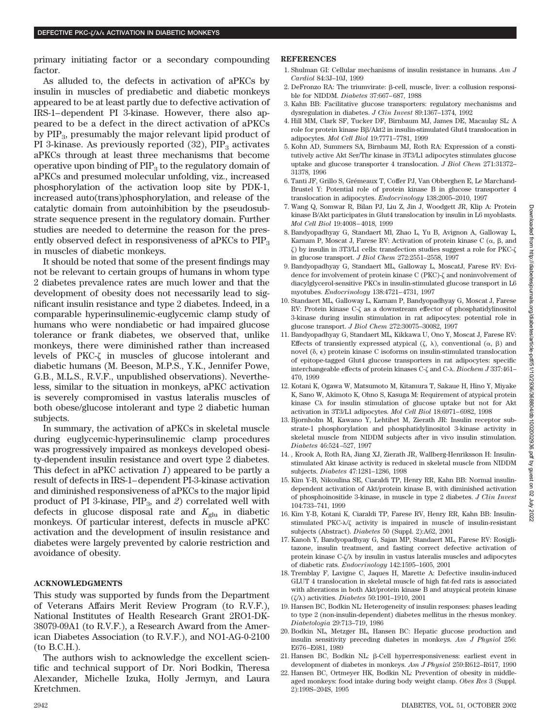primary initiating factor or a secondary compounding factor.

As alluded to, the defects in activation of aPKCs by insulin in muscles of prediabetic and diabetic monkeys appeared to be at least partly due to defective activation of IRS-1–dependent PI 3-kinase. However, there also appeared to be a defect in the direct activation of aPKCs by $PIP_3$, presumably the major relevant lipid product of PI 3-kinase. As previously reported (32), $PIP_3$ activates aPKCs through at least three mechanisms that become operative upon binding of $PIP_3$ to the regulatory domain of aPKCs and presumed molecular unfolding, viz., increased phosphorylation of the activation loop site by PDK-1, increased auto(trans)phosphorylation, and release of the catalytic domain from autoinhibition by the pseudosubstrate sequence present in the regulatory domain. Further studies are needed to determine the reason for the presently observed defect in responsiveness of aPKCs to $PIP_3$ in muscles of diabetic monkeys.

It should be noted that some of the present findings may not be relevant to certain groups of humans in whom type 2 diabetes prevalence rates are much lower and that the development of obesity does not necessarily lead to significant insulin resistance and type 2 diabetes. Indeed, in a comparable hyperinsulinemic-euglycemic clamp study of humans who were nondiabetic or had impaired glucose tolerance or frank diabetes, we observed that, unlike monkeys, there were diminished rather than increased levels of PKC-ζ in muscles of glucose intolerant and diabetic humans (M. Beeson, M.P.S., Y.K., Jennifer Powe, G.B., M.L.S., R.V.F., unpublished observations). Nevertheless, similar to the situation in monkeys, aPKC activation is severely compromised in vastus lateralis muscles of both obese/glucose intolerant and type 2 diabetic human subjects.

In summary, the activation of aPKCs in skeletal muscle during euglycemic-hyperinsulinemic clamp procedures was progressively impaired as monkeys developed obesity-dependent insulin resistance and overt type 2 diabetes. This defect in aPKC activation *1*) appeared to be partly a result of defects in IRS-1–dependent PI-3-kinase activation and diminished responsiveness of aPKCs to the major lipid product of PI 3-kinase, $PIP_3$, and *2*) correlated well with defects in glucose disposal rate and $K_{glu}$ in diabetic monkeys. Of particular interest, defects in muscle aPKC activation and the development of insulin resistance and diabetes were largely prevented by calorie restriction and avoidance of obesity.

## ACKNOWLEDGMENTS

This study was supported by funds from the Department of Veterans Affairs Merit Review Program (to R.V.F.), National Institutes of Health Research Grant 2RO1-DK-38079-09A1 (to R.V.F.), a Research Award from the American Diabetes Association (to R.V.F.), and NO1-AG-0-2100 (to B.C.H.).

The authors wish to acknowledge the excellent scientific and technical support of Dr. Nori Bodkin, Theresa Alexander, Michelle Izuka, Holly Jermyn, and Laura Kretchmen.

## REFERENCES

1. Shulman GI: Cellular mechanisms of insulin resistance in humans. *Am J Cardiol* 84:3J–10J, 1999
2. DeFronzo RA: The triumvirate: β-cell, muscle, liver: a collusion responsible for NIDDM. *Diabetes* 37:667–687, 1988
3. Kahn BB: Facilitative glucose transporters: regulatory mechanisms and dysregulation in diabetes. *J Clin Invest* 89:1367–1374, 1992
4. Hill MM, Clark SF, Tucker DF, Birnbaum MJ, James DE, Macaulay SL: A role for protein kinase Bβ/Akt2 in insulin-stimulated Glut4 translocation in adipocytes. *Mol Cell Biol* 19:7771–7781, 1999
5. Kohn AD, Summers SA, Birnbaum MJ, Roth RA: Expression of a constitutively active Akt Ser/Thr kinase in 3T3/L1 adipocytes stimulates glucose uptake and glucose transporter 4 translocation. *J Biol Chem* 271:31372–31378, 1996
6. Tanti JF, Grillo S, Grémeaux T, Coffer PJ, Van Obberghen E, Le Marchand-Brustel Y: Potential role of protein kinase B in glucose transporter 4 translocation in adipocytes. *Endocrinology* 138:2005–2010, 1997
7. Wang Q, Somwar R, Bilan PJ, Liu Z, Jin J, Woodgett JR, Klip A: Protein kinase B/Akt participates in Glut4 translocation by insulin in L6 myoblasts. *Mol Cell Biol* 19:4008–4018, 1999
8. Bandyopadhyay G, Standaert Ml, Zhao L, Yu B, Avignon A, Galloway L, Karnam P, Moscat J, Farese RV: Activation of protein kinase C (α, β, and ζ) by insulin in 3T3/L1 cells: transfection studies suggest a role for PKC-ζ in glucose transport. *J Biol Chem* 272:2551–2558, 1997
9. Bandyopadhyay G, Standaert ML, Galloway L, MoscatJ, Farese RV: Evidence for involvement of protein kinase C (PKC)-ζ and noninvolvement of diacylglycerol-sensitive PKCs in insulin-stimulated glucose transport in L6 myotubes. *Endocrinology* 138:4721–4731, 1997
10. Standaert ML, Galloway L, Karnam P, Bandyopadhyay G, Moscat J, Farese RV: Protein kinase C-ζ as a downstream effector of phosphatidylinositol 3-kinase during insulin stimulation in rat adipocytes: potential role in glucose transport. *J Biol Chem* 272:30075–30082, 1997
11. Bandyopadhyay G, Standaert ML, Kikkawa U, Ono Y, Moscat J, Farese RV: Effects of transiently expressed atypical (ζ, λ), conventional (α, β) and novel (δ, ϵ) protein kinase C isoforms on insulin-stimulated translocation of epitope-tagged Glut4 glucose transporters in rat adipocytes: specific interchangeable effects of protein kinases C-ζ and C-λ. *Biochem J* 337:461–470, 1999
12. Kotani K, Ogawa W, Matsumoto M, Kitamura T, Sakaue H, Hino Y, Miyake K, Sano W, Akimoto K, Ohno S, Kasuga M: Requirement of atypical protein kinase Cλ for insulin stimulation of glucose uptake but not for Akt activation in 3T3/L1 adipocytes. *Mol Cell Biol* 18:6971–6982, 1998
13. Bjornholm M, Kawano Y, Lehtihet M, Zierath JR: Insulin receptor substrate-1 phosphorylation and phosphatidylinositol 3-kinase activity in skeletal muscle from NIDDM subjects after in vivo insulin stimulation. *Diabetes* 46:524–527, 1997
14. , Krook A, Roth RA, Jiang XJ, Zierath JR, Wallberg-Henriksson H: Insulin-stimulated Akt kinase activity is reduced in skeletal muscle from NIDDM subjects. *Diabetes* 47:1281–1286, 1998
15. Kim Y-B, Nikoulina SE, Ciaraldi TP, Henry RR, Kahn BB: Normal insulin-dependent activation of Akt/protein kinase B, with diminished activation of phosphoinositide 3-kinase, in muscle in type 2 diabetes. *J Clin Invest* 104:733–741, 1999
16. Kim Y-B, Kotani K, Ciaraldi TP, Farese RV, Henry RR, Kahn BB: Insulin-stimulated PKC-λ/ζ activity is impaired in muscle of insulin-resistant subjects (Abstract). *Diabetes* 50 (Suppl. 2):A62, 2001
17. Kanoh Y, Bandyopadhyay G, Sajan MP, Standaert ML, Farese RV: Rosiglitazone, insulin treatment, and fasting correct defective activation of protein kinase C-ζ/λ by insulin in vastus lateralis muscles and adipocytes of diabetic rats. *Endocrinology* 142:1595–1605, 2001
18. Tremblay F, Lavigne C, Jaques H, Marette A: Defective insulin-induced GLUT 4 translocation in skeletal muscle of high fat-fed rats is associated with alterations in both Akt/protein kinase B and atuypical protein kinase (ζ/λ) activities. *Diabetes* 50:1901–1910, 2001
19. Hansen BC, Bodkin NL: Heterogeneity of insulin responses: phases leading to type 2 (non-insulin-dependent) diabetes mellitus in the rhesus monkey. *Diabetologia* 29:713–719, 1986
20. Bodkin NL, Metzger BL, Hansen BC: Hepatic glucose production and insulin sensitivity preceding diabetes in monkeys. *Am J Physiol* 256: E676–E681, 1989
21. Hansen BC, Bodkin NL: β-Cell hyperresponsiveness: earliest event in development of diabetes in monkeys. *Am J Physiol* 259:R612–R617, 1990
22. Hansen BC, Ortmeyer HK, Bodkin NL: Prevention of obesity in middle-aged monkeys: food intake during body weight clamp. *Obes Res* 3 (Suppl. 2):199S–204S, 1995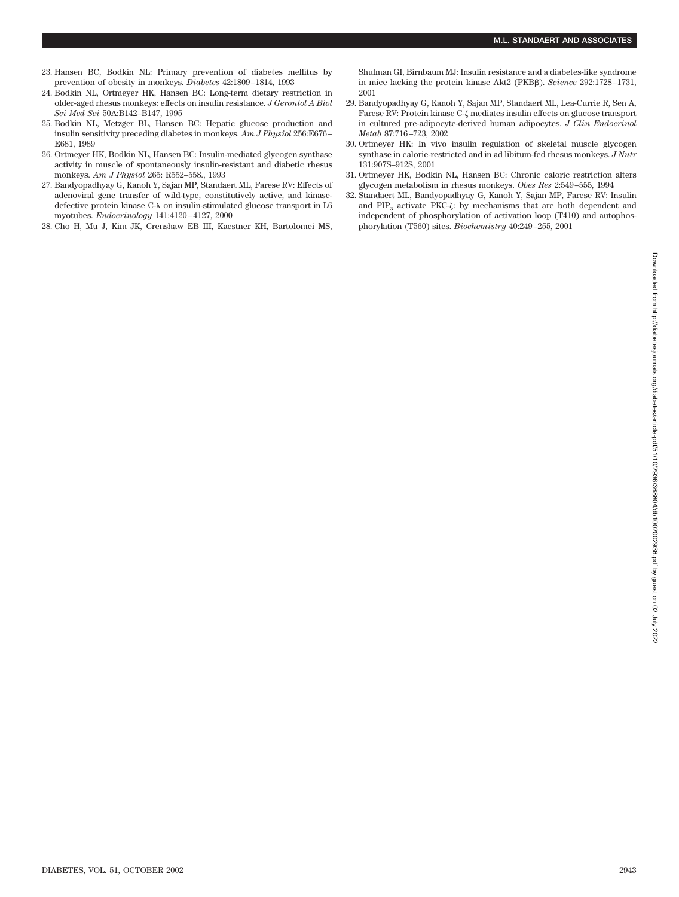23. Hansen BC, Bodkin NL: Primary prevention of diabetes mellitus by prevention of obesity in monkeys. *Diabetes* 42:1809–1814, 1993
24. Bodkin NL, Ortmeyer HK, Hansen BC: Long-term dietary restriction in older-aged rhesus monkeys: effects on insulin resistance. *J Gerontol A Biol Sci Med Sci* 50A:B142–B147, 1995
25. Bodkin NL, Metzger BL, Hansen BC: Hepatic glucose production and insulin sensitivity preceding diabetes in monkeys. *Am J Physiol* 256:E676–E681, 1989
26. Ortmeyer HK, Bodkin NL, Hansen BC: Insulin-mediated glycogen synthase activity in muscle of spontaneously insulin-resistant and diabetic rhesus monkeys. *Am J Physiol* 265: R552–558., 1993
27. Bandyopadhyay G, Kanoh Y, Sajan MP, Standaert ML, Farese RV: Effects of adenoviral gene transfer of wild-type, constitutively active, and kinase-defective protein kinase C-λ on insulin-stimulated glucose transport in L6 myotubes. *Endocrinology* 141:4120–4127, 2000
28. Cho H, Mu J, Kim JK, Crenshaw EB III, Kaestner KH, Bartolomei MS, Shulman GI, Birnbaum MJ: Insulin resistance and a diabetes-like syndrome in mice lacking the protein kinase Akt2 (PKBβ). *Science* 292:1728–1731, 2001
29. Bandyopadhyay G, Kanoh Y, Sajan MP, Standaert ML, Lea-Currie R, Sen A, Farese RV: Protein kinase C-ζ mediates insulin effects on glucose transport in cultured pre-adipocyte-derived human adipocytes. *J Clin Endocrinol Metab* 87:716–723, 2002
30. Ortmeyer HK: In vivo insulin regulation of skeletal muscle glycogen synthase in calorie-restricted and in ad libitum-fed rhesus monkeys. *J Nutr* 131:907S–912S, 2001
31. Ortmeyer HK, Bodkin NL, Hansen BC: Chronic caloric restriction alters glycogen metabolism in rhesus monkeys. *Obes Res* 2:549–555, 1994
32. Standaert ML, Bandyopadhyay G, Kanoh Y, Sajan MP, Farese RV: Insulin and $PIP_3$ activate PKC-ζ: by mechanisms that are both dependent and independent of phosphorylation of activation loop (T410) and autophosphorylation (T560) sites. *Biochemistry* 40:249–255, 2001